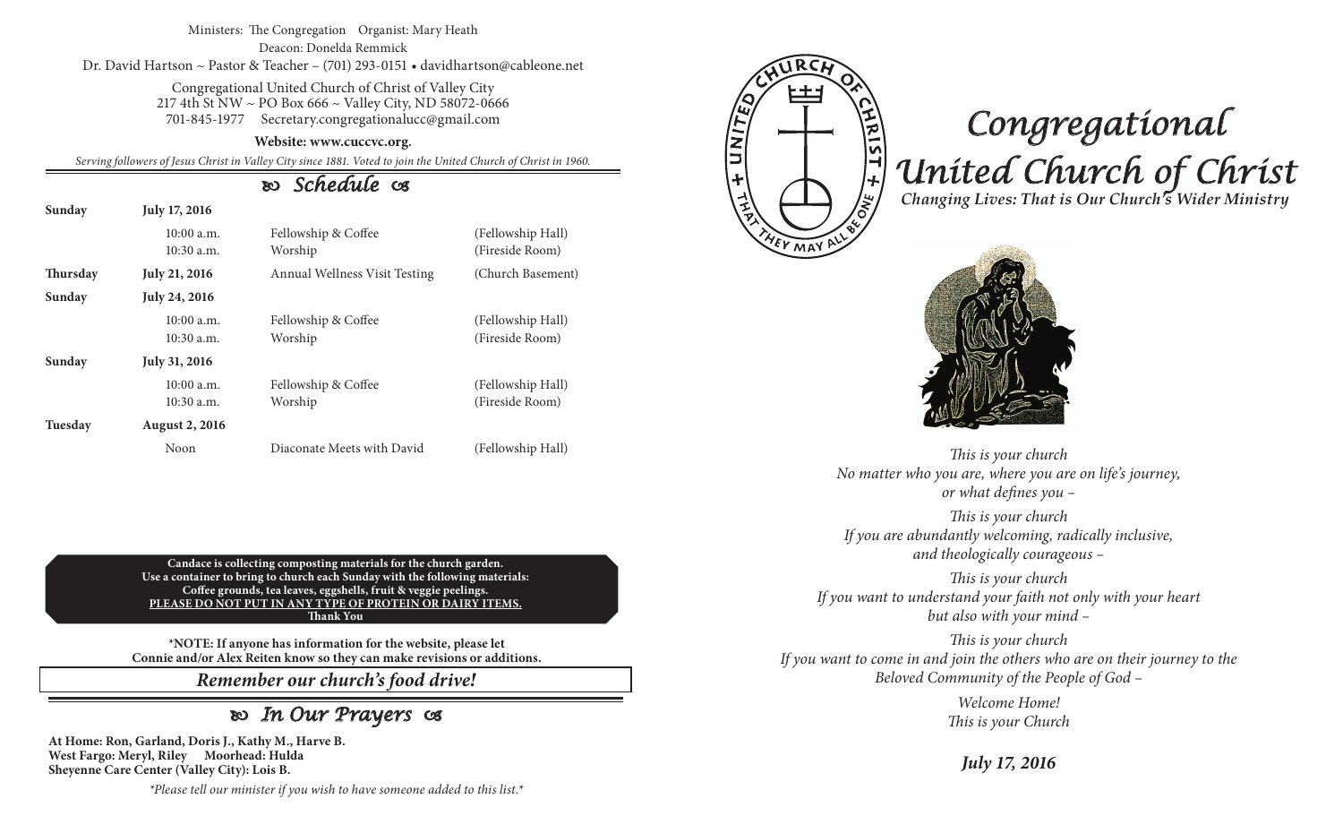Ministers: The Congregation    Organist: Mary Heath

Deacon: Donelda Remmick

Dr. David Hartson ~ Pastor & Teacher – (701) 293-0151 • davidhartson@cableone.net

Congregational United Church of Christ of Valley City
217 4th St NW ~ PO Box 666 ~ Valley City, ND 58072-0666
701-845-1977    Secretary.congregationalucc@gmail.com

**Website: www.cuccvc.org.**

*Serving followers of Jesus Christ in Valley City since 1881. Voted to join the United Church of Christ in 1960.*

## Schedule

| | | | |
|---|---|---|---|
| **Sunday** | **July 17, 2016** | | |
| | 10:00 a.m. | Fellowship & Coffee | (Fellowship Hall) |
| | 10:30 a.m. | Worship | (Fireside Room) |
| **Thursday** | **July 21, 2016** | Annual Wellness Visit Testing | (Church Basement) |
| **Sunday** | **July 24, 2016** | | |
| | 10:00 a.m. | Fellowship & Coffee | (Fellowship Hall) |
| | 10:30 a.m. | Worship | (Fireside Room) |
| **Sunday** | **July 31, 2016** | | |
| | 10:00 a.m. | Fellowship & Coffee | (Fellowship Hall) |
| | 10:30 a.m. | Worship | (Fireside Room) |
| **Tuesday** | **August 2, 2016** | | |
| | Noon | Diaconate Meets with David | (Fellowship Hall) |

**Candace is collecting composting materials for the church garden.**
**Use a container to bring to church each Sunday with the following materials:**
**Coffee grounds, tea leaves, eggshells, fruit & veggie peelings.**
**PLEASE DO NOT PUT IN ANY TYPE OF PROTEIN OR DAIRY ITEMS.**
**Thank You**

**\*NOTE: If anyone has information for the website, please let Connie and/or Alex Reiten know so they can make revisions or additions.**

***Remember our church's food drive!***

## In Our Prayers

**At Home: Ron, Garland, Doris J., Kathy M., Harve B.**
**West Fargo: Meryl, Riley    Moorhead: Hulda**
**Sheyenne Care Center (Valley City): Lois B.**

*\*Please tell our minister if you wish to have someone added to this list.\**

# Congregational United Church of Christ

***Changing Lives: That is Our Church's Wider Ministry***

*This is your church*
*No matter who you are, where you are on life's journey,*
*or what defines you –*

*This is your church*
*If you are abundantly welcoming, radically inclusive,*
*and theologically courageous –*

*This is your church*
*If you want to understand your faith not only with your heart*
*but also with your mind –*

*This is your church*
*If you want to come in and join the others who are on their journey to the*
*Beloved Community of the People of God –*

*Welcome Home!*
*This is your Church*

***July 17, 2016***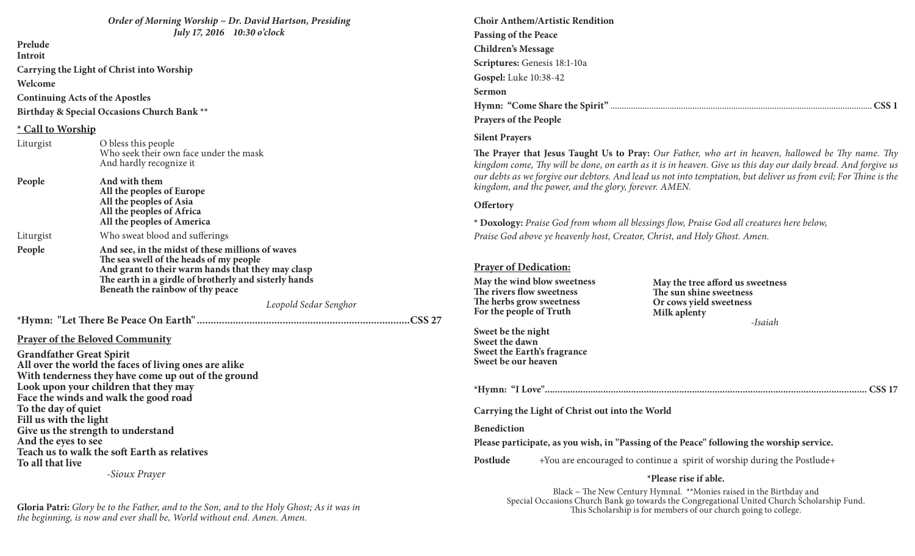*Order of Morning Worship ~ Dr. David Hartson, Presiding*
*July 17, 2016 10:30 o'clock*

**Prelude**
**Introit**

**Carrying the Light of Christ into Worship**

**Welcome**

**Continuing Acts of the Apostles**

**Birthday & Special Occasions Church Bank ****

## * Call to Worship

| | |
|---|---|
| Liturgist | O bless this people<br>Who seek their own face under the mask<br>And hardly recognize it |
| **People** | **And with them**<br>**All the peoples of Europe**<br>**All the peoples of Asia**<br>**All the peoples of Africa**<br>**All the peoples of America** |
| Liturgist | Who sweat blood and sufferings |
| **People** | **And see, in the midst of these millions of waves**<br>**The sea swell of the heads of my people**<br>**And grant to their warm hands that they may clasp**<br>**The earth in a girdle of brotherly and sisterly hands**<br>**Beneath the rainbow of thy peace** |

*Leopold Sedar Senghor*

**\*Hymn: "Let There Be Peace On Earth"............................................................................CSS 27**

## Prayer of the Beloved Community

**Grandfather Great Spirit**
**All over the world the faces of living ones are alike**
**With tenderness they have come up out of the ground**
**Look upon your children that they may**
**Face the winds and walk the good road**
**To the day of quiet**
**Fill us with the light**
**Give us the strength to understand**
**And the eyes to see**
**Teach us to walk the soft Earth as relatives**
**To all that live**

*-Sioux Prayer*

**Gloria Patri:** *Glory be to the Father, and to the Son, and to the Holy Ghost; As it was in the beginning, is now and ever shall be, World without end. Amen. Amen.*

**Choir Anthem/Artistic Rendition**

**Passing of the Peace**

**Children's Message**

**Scriptures:** Genesis 18:1-10a

**Gospel:** Luke 10:38-42

**Sermon**

**Hymn: "Come Share the Spirit"** ................................................................................................................... **CSS 1**

**Prayers of the People**

**Silent Prayers**

**The Prayer that Jesus Taught Us to Pray:** *Our Father, who art in heaven, hallowed be Thy name. Thy kingdom come, Thy will be done, on earth as it is in heaven. Give us this day our daily bread. And forgive us our debts as we forgive our debtors. And lead us not into temptation, but deliver us from evil; For Thine is the kingdom, and the power, and the glory, forever. AMEN.*

**Offertory**

\* **Doxology:** *Praise God from whom all blessings flow, Praise God all creatures here below,*
*Praise God above ye heavenly host, Creator, Christ, and Holy Ghost. Amen.*

## Prayer of Dedication:

**May the wind blow sweetness**
**The rivers flow sweetness**
**The herbs grow sweetness**
**For the people of Truth**

**May the tree afford us sweetness**
**The sun shine sweetness**
**Or cows yield sweetness**
**Milk aplenty**

*-Isaiah*

**Sweet be the night**
**Sweet the dawn**
**Sweet the Earth's fragrance**
**Sweet be our heaven**

**\*Hymn: "I Love"............................................................................................................................ CSS 17**

**Carrying the Light of Christ out into the World**

**Benediction**

**Please participate, as you wish, in "Passing of the Peace" following the worship service.**

**Postlude** +You are encouraged to continue a spirit of worship during the Postlude+

**\*Please rise if able.**

Black ~ The New Century Hymnal. **Monies raised in the Birthday and Special Occasions Church Bank go towards the Congregational United Church Scholarship Fund. This Scholarship is for members of our church going to college.